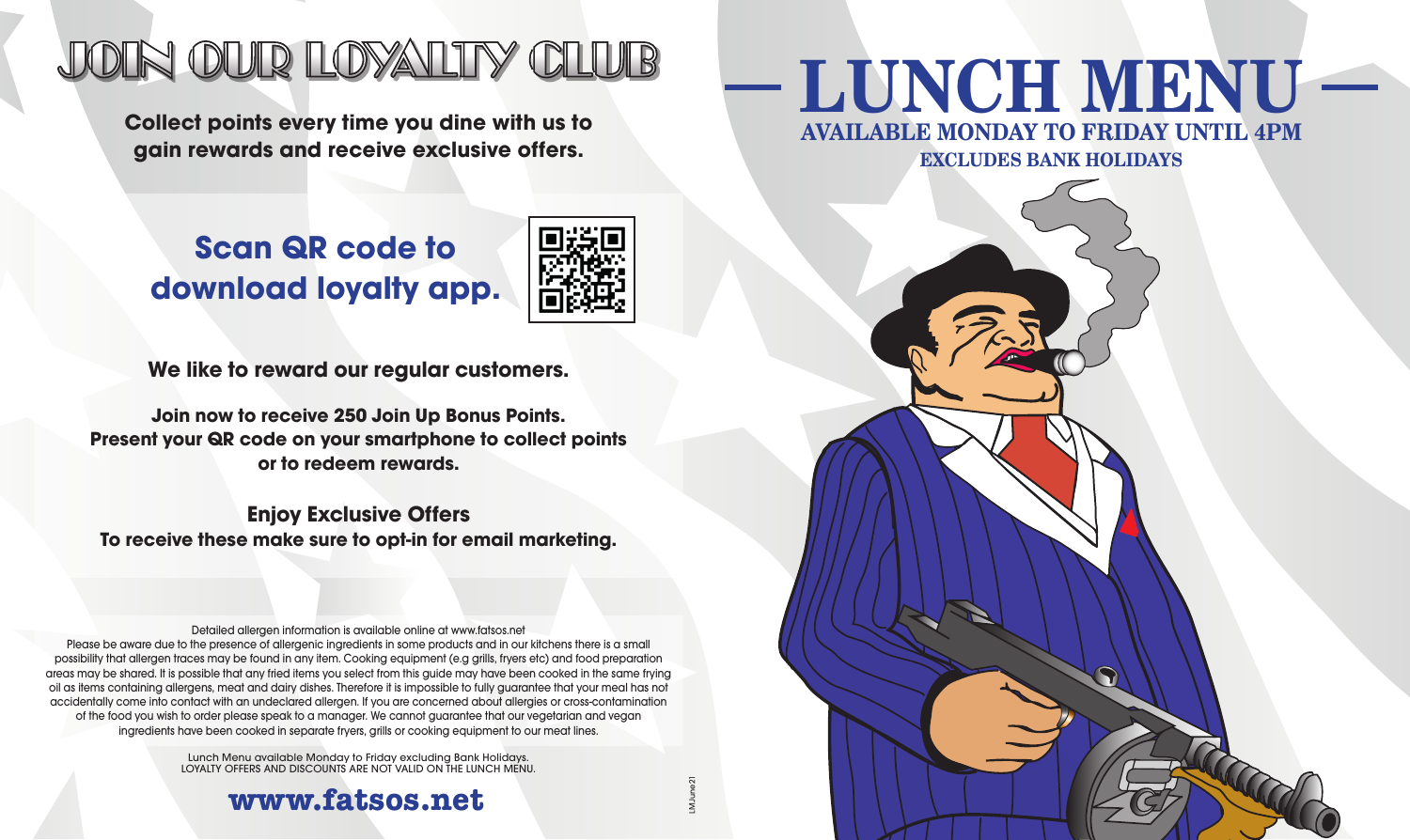# JOIN OUR LOYALTY CLUB

**Collect points every time you dine with us to gain rewards and receive exclusive offers.**

## Scan QR code to download loyalty app.

**We like to reward our regular customers.**

**Join now to receive 250 Join Up Bonus Points.
Present your QR code on your smartphone to collect points or to redeem rewards.**

**Enjoy Exclusive Offers**
**To receive these make sure to opt-in for email marketing.**

Detailed allergen information is available online at www.fatsos.net
Please be aware due to the presence of allergenic ingredients in some products and in our kitchens there is a small possibility that allergen traces may be found in any item. Cooking equipment (e.g grills, fryers etc) and food preparation areas may be shared. It is possible that any fried items you select from this guide may have been cooked in the same frying oil as items containing allergens, meat and dairy dishes. Therefore it is impossible to fully guarantee that your meal has not accidentally come into contact with an undeclared allergen. If you are concerned about allergies or cross-contamination of the food you wish to order please speak to a manager. We cannot guarantee that our vegetarian and vegan ingredients have been cooked in separate fryers, grills or cooking equipment to our meat lines.

Lunch Menu available Monday to Friday excluding Bank Holidays.
LOYALTY OFFERS AND DISCOUNTS ARE NOT VALID ON THE LUNCH MENU.

**www.fatsos.net**

LMJune21

# LUNCH MENU

**AVAILABLE MONDAY TO FRIDAY UNTIL 4PM**

**EXCLUDES BANK HOLIDAYS**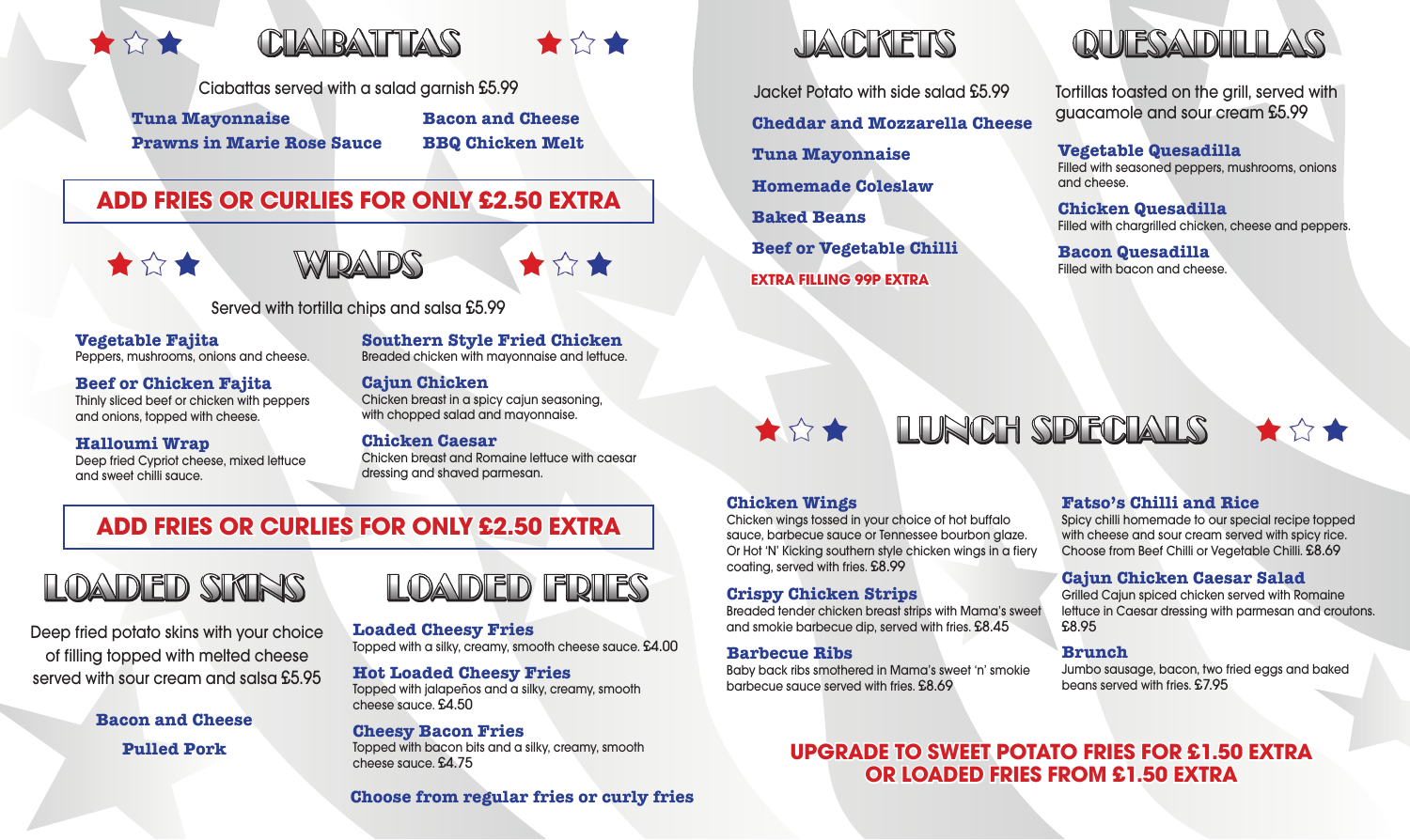## CIABATTAS

Ciabattas served with a salad garnish £5.99

**Tuna Mayonnaise**

**Prawns in Marie Rose Sauce**

**Bacon and Cheese**

**BBQ Chicken Melt**

**ADD FRIES OR CURLIES FOR ONLY £2.50 EXTRA**

## WRAPS

Served with tortilla chips and salsa £5.99

**Vegetable Fajita**
Peppers, mushrooms, onions and cheese.

**Beef or Chicken Fajita**
Thinly sliced beef or chicken with peppers and onions, topped with cheese.

**Halloumi Wrap**
Deep fried Cypriot cheese, mixed lettuce and sweet chilli sauce.

**Southern Style Fried Chicken**
Breaded chicken with mayonnaise and lettuce.

**Cajun Chicken**
Chicken breast in a spicy cajun seasoning, with chopped salad and mayonnaise.

**Chicken Caesar**
Chicken breast and Romaine lettuce with caesar dressing and shaved parmesan.

**ADD FRIES OR CURLIES FOR ONLY £2.50 EXTRA**

## LOADED SKINS

Deep fried potato skins with your choice of filling topped with melted cheese served with sour cream and salsa £5.95

**Bacon and Cheese**

**Pulled Pork**

## LOADED FRIES

**Loaded Cheesy Fries**
Topped with a silky, creamy, smooth cheese sauce. £4.00

**Hot Loaded Cheesy Fries**
Topped with jalapeños and a silky, creamy, smooth cheese sauce. £4.50

**Cheesy Bacon Fries**
Topped with bacon bits and a silky, creamy, smooth cheese sauce. £4.75

**Choose from regular fries or curly fries**

## JACKETS

Jacket Potato with side salad £5.99

**Cheddar and Mozzarella Cheese**

**Tuna Mayonnaise**

**Homemade Coleslaw**

**Baked Beans**

**Beef or Vegetable Chilli**

**EXTRA FILLING 99P EXTRA**

## QUESADILLAS

Tortillas toasted on the grill, served with guacamole and sour cream £5.99

**Vegetable Quesadilla**
Filled with seasoned peppers, mushrooms, onions and cheese.

**Chicken Quesadilla**
Filled with chargrilled chicken, cheese and peppers.

**Bacon Quesadilla**
Filled with bacon and cheese.

## LUNCH SPECIALS

**Chicken Wings**
Chicken wings tossed in your choice of hot buffalo sauce, barbecue sauce or Tennessee bourbon glaze. Or Hot 'N' Kicking southern style chicken wings in a fiery coating, served with fries. £8.99

**Crispy Chicken Strips**
Breaded tender chicken breast strips with Mama's sweet and smokie barbecue dip, served with fries. £8.45

**Barbecue Ribs**
Baby back ribs smothered in Mama's sweet 'n' smokie barbecue sauce served with fries. £8.69

**Fatso's Chilli and Rice**
Spicy chilli homemade to our special recipe topped with cheese and sour cream served with spicy rice. Choose from Beef Chilli or Vegetable Chilli. £8.69

**Cajun Chicken Caesar Salad**
Grilled Cajun spiced chicken served with Romaine lettuce in Caesar dressing with parmesan and croutons. £8.95

**Brunch**
Jumbo sausage, bacon, two fried eggs and baked beans served with fries. £7.95

**UPGRADE TO SWEET POTATO FRIES FOR £1.50 EXTRA OR LOADED FRIES FROM £1.50 EXTRA**